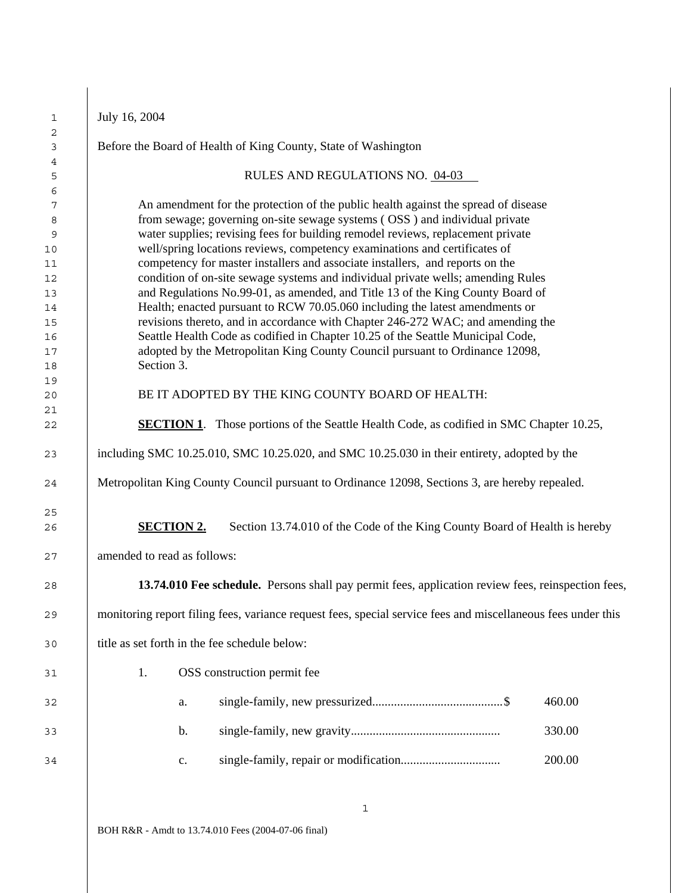July 16, 2004

Before the Board of Health of King County, State of Washington

RULES AND REGULATIONS NO. 04-03

An amendment for the protection of the public health against the spread of disease from sewage; governing on-site sewage systems ( OSS ) and individual private water supplies; revising fees for building remodel reviews, replacement private well/spring locations reviews, competency examinations and certificates of competency for master installers and associate installers, and reports on the condition of on-site sewage systems and individual private wells; amending Rules and Regulations No.99-01, as amended, and Title 13 of the King County Board of Health; enacted pursuant to RCW 70.05.060 including the latest amendments or revisions thereto, and in accordance with Chapter 246-272 WAC; and amending the Seattle Health Code as codified in Chapter 10.25 of the Seattle Municipal Code, adopted by the Metropolitan King County Council pursuant to Ordinance 12098, Section 3.

BE IT ADOPTED BY THE KING COUNTY BOARD OF HEALTH:

**SECTION 1**. Those portions of the Seattle Health Code, as codified in SMC Chapter 10.25, including SMC 10.25.010, SMC 10.25.020, and SMC 10.25.030 in their entirety, adopted by the Metropolitan King County Council pursuant to Ordinance 12098, Sections 3, are hereby repealed.

**SECTION 2.** Section 13.74.010 of the Code of the King County Board of Health is hereby amended to read as follows:

**13.74.010 Fee schedule.** Persons shall pay permit fees, application review fees, reinspection fees, monitoring report filing fees, variance request fees, special service fees and miscellaneous fees under this title as set forth in the fee schedule below:

1. OSS construction permit fee
   - a. single-family, new pressurized..........................................$ 460.00
   - b. single-family, new gravity................................................ 330.00
   - c. single-family, repair or modification................................ 200.00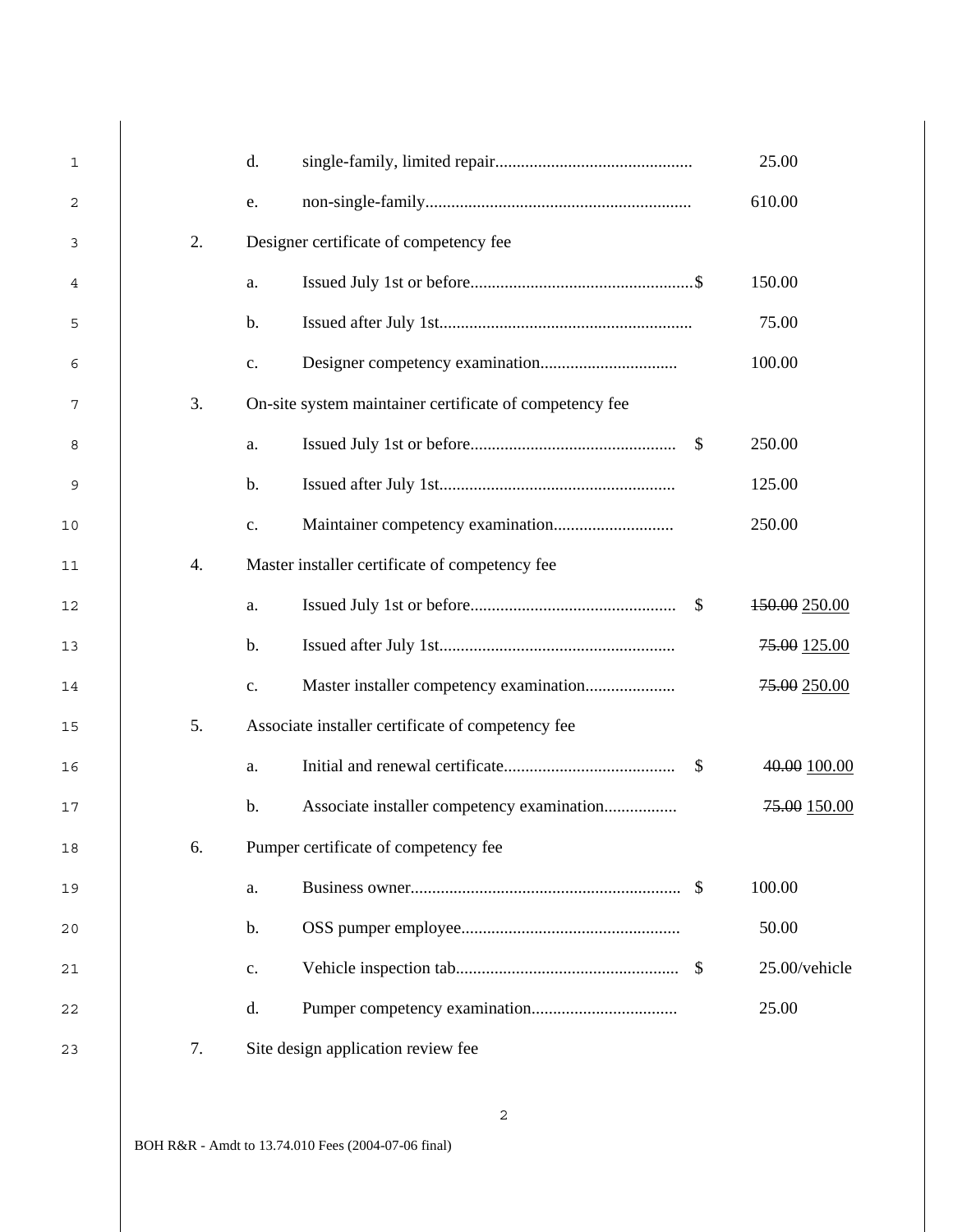d. single-family, limited repair............................................. 25.00

e. non-single-family............................................................. 610.00

2. Designer certificate of competency fee

a. Issued July 1st or before...................................................$ 150.00

b. Issued after July 1st.......................................................... 75.00

c. Designer competency examination................................ 100.00

3. On-site system maintainer certificate of competency fee

a. Issued July 1st or before................................................ $ 250.00

b. Issued after July 1st...................................................... 125.00

c. Maintainer competency examination............................ 250.00

4. Master installer certificate of competency fee

a. Issued July 1st or before................................................ $ ~~150.00~~ <u>250.00</u>

b. Issued after July 1st...................................................... ~~75.00~~ <u>125.00</u>

c. Master installer competency examination..................... ~~75.00~~ <u>250.00</u>

5. Associate installer certificate of competency fee

a. Initial and renewal certificate........................................ $ ~~40.00~~ <u>100.00</u>

b. Associate installer competency examination................. ~~75.00~~ <u>150.00</u>

6. Pumper certificate of competency fee

a. Business owner.............................................................. $ 100.00

b. OSS pumper employee................................................... 50.00

c. Vehicle inspection tab.................................................... $ 25.00/vehicle

d. Pumper competency examination.................................. 25.00

7. Site design application review fee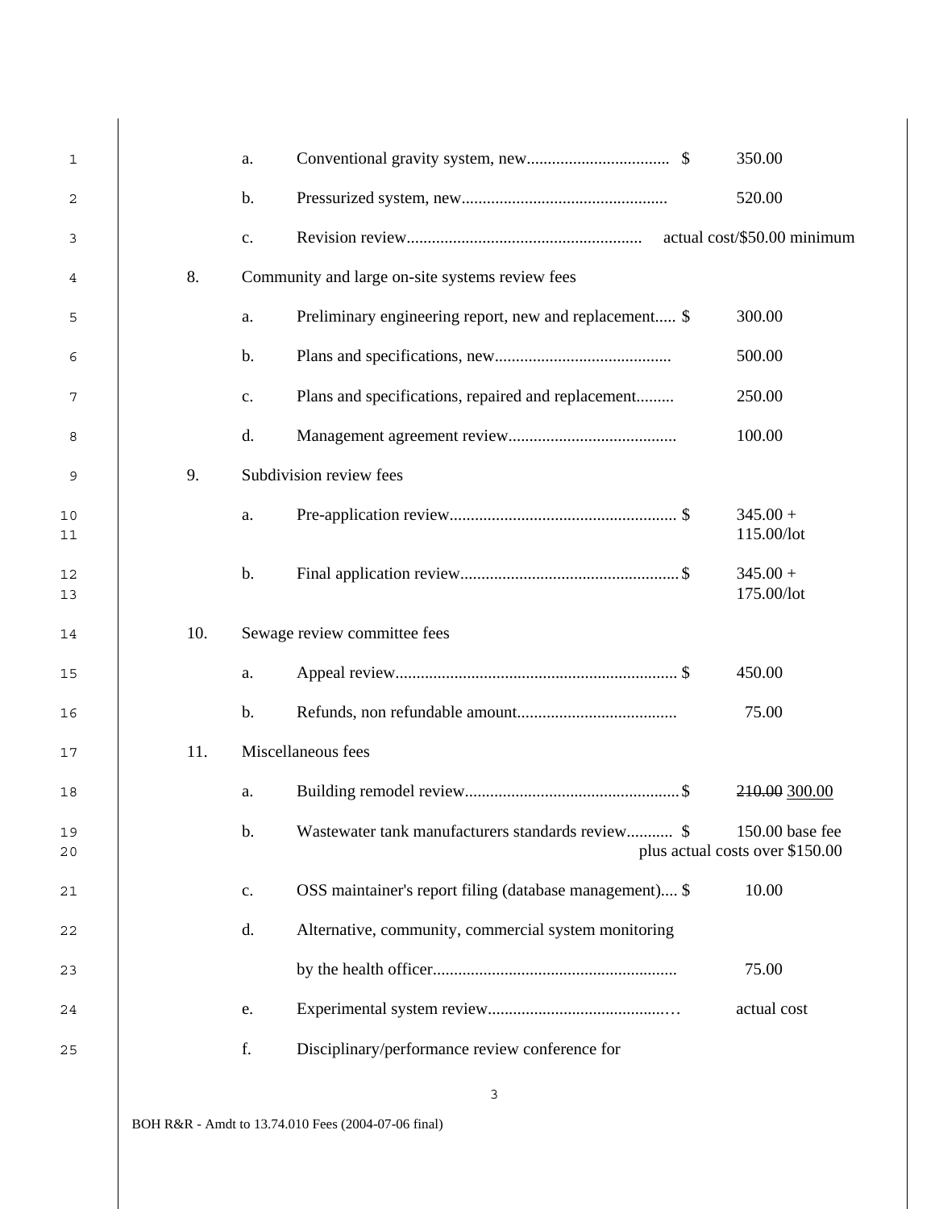a. Conventional gravity system, new.................................. $ 350.00

b. Pressurized system, new................................................. 520.00

c. Revision review........................................................ actual cost/$50.00 minimum

8. Community and large on-site systems review fees

a. Preliminary engineering report, new and replacement..... $ 300.00

b. Plans and specifications, new.......................................... 500.00

c. Plans and specifications, repaired and replacement......... 250.00

d. Management agreement review........................................ 100.00

9. Subdivision review fees

a. Pre-application review...................................................... $ 345.00 + 115.00/lot

b. Final application review.................................................... $ 345.00 + 175.00/lot

10. Sewage review committee fees

a. Appeal review.................................................................. $ 450.00

b. Refunds, non refundable amount...................................... 75.00

11. Miscellaneous fees

a. Building remodel review.................................................. $ ~~210.00~~ <u>300.00</u>

b. Wastewater tank manufacturers standards review........... $ 150.00 base fee plus actual costs over $150.00

c. OSS maintainer's report filing (database management).... $ 10.00

d. Alternative, community, commercial system monitoring by the health officer.......................................................... 75.00

e. Experimental system review............................................ actual cost

f. Disciplinary/performance review conference for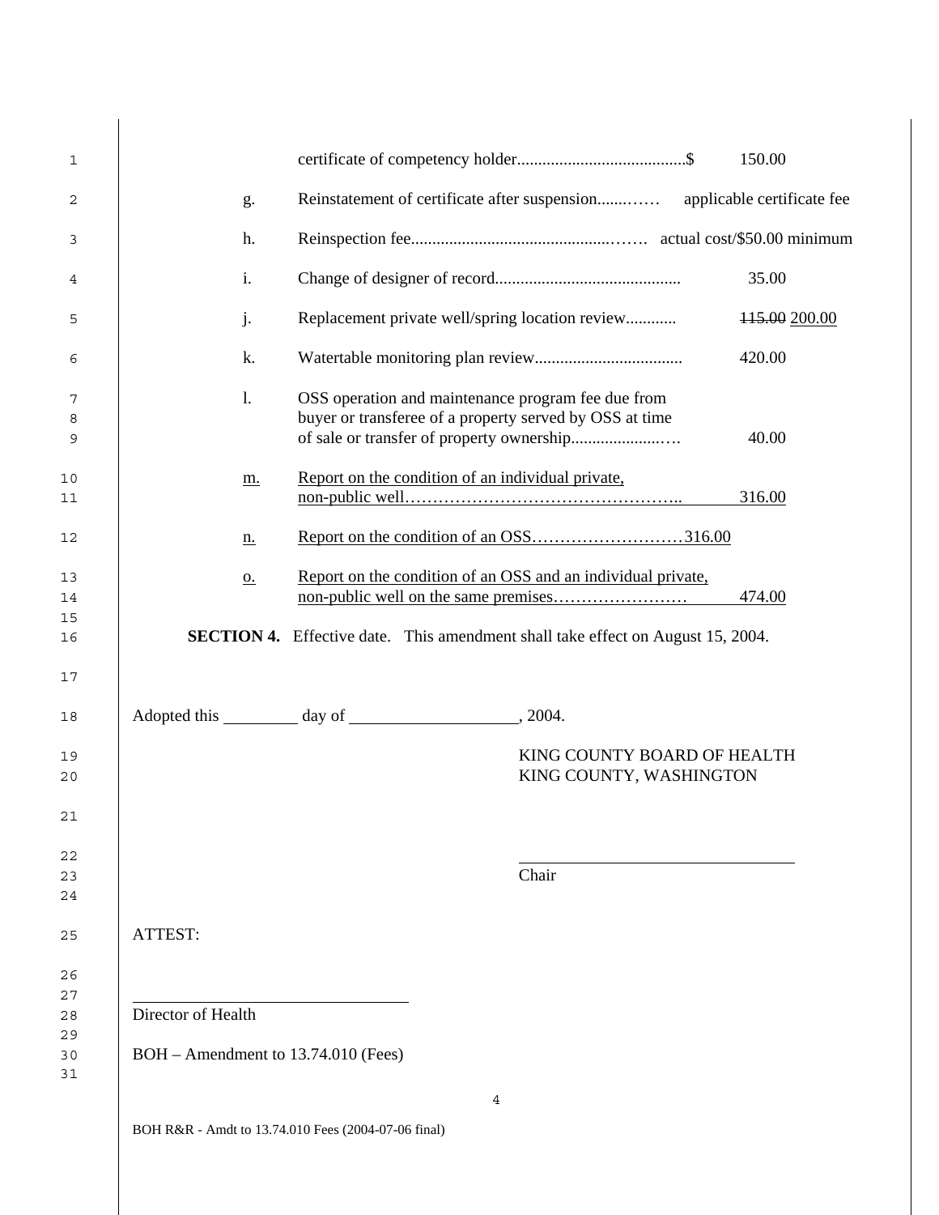certificate of competency holder........................................$ 150.00

g. Reinstatement of certificate after suspension.......…… applicable certificate fee

h. Reinspection fee..................................................…… actual cost/$50.00 minimum

i. Change of designer of record........................................... 35.00

j. Replacement private well/spring location review............ ~~115.00~~ 200.00

k. Watertable monitoring plan review.................................. 420.00

l. OSS operation and maintenance program fee due from buyer or transferee of a property served by OSS at time of sale or transfer of property ownership......................…. 40.00

m. Report on the condition of an individual private, non-public well………………………………………….. 316.00

n. Report on the condition of an OSS………………………316.00

o. Report on the condition of an OSS and an individual private, non-public well on the same premises…………………… 474.00

**SECTION 4.** Effective date. This amendment shall take effect on August 15, 2004.

Adopted this _________ day of ___________________, 2004.

KING COUNTY BOARD OF HEALTH
KING COUNTY, WASHINGTON

_________________________________
Chair

ATTEST:

_________________________________
Director of Health

BOH – Amendment to 13.74.010 (Fees)

BOH R&R - Amdt to 13.74.010 Fees (2004-07-06 final)